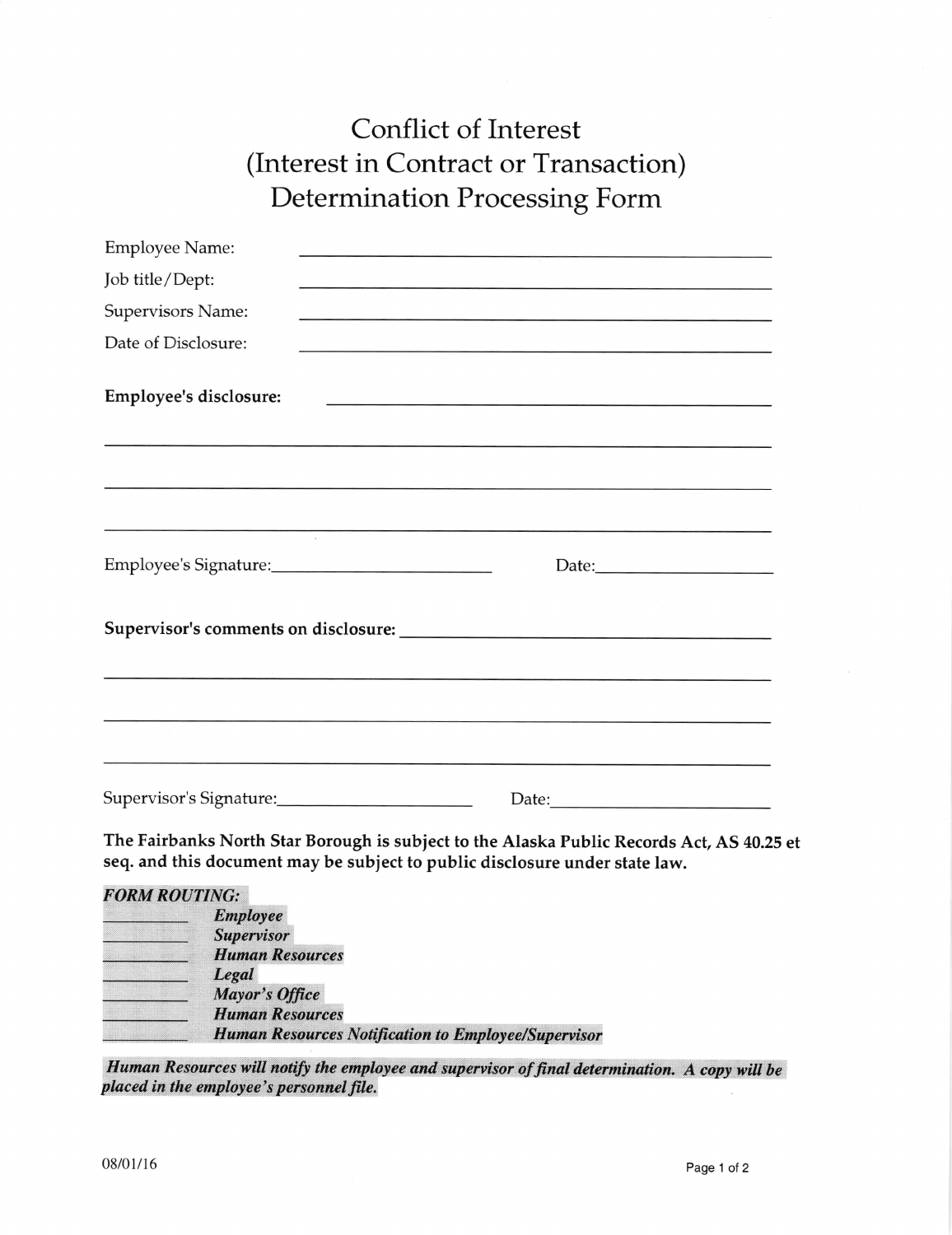# Conflict of Interest (Interest in Contract or Transaction) Determination Processing Form

Employee Name: ______________________________

Job title/Dept: ______________________________

Supervisors Name: ______________________________

Date of Disclosure: ______________________________

**Employee's disclosure:** ______________________________

______________________________________________________________

______________________________________________________________

______________________________________________________________

Employee's Signature: ______________________ Date: ______________

**Supervisor's comments on disclosure:** ______________________________

______________________________________________________________

______________________________________________________________

______________________________________________________________

Supervisor's Signature: ______________________ Date: ______________

**The Fairbanks North Star Borough is subject to the Alaska Public Records Act, AS 40.25 et seq. and this document may be subject to public disclosure under state law.**

***FORM ROUTING:***

- __________ ***Employee***
- __________ ***Supervisor***
- __________ ***Human Resources***
- __________ ***Legal***
- __________ ***Mayor's Office***
- __________ ***Human Resources***
- __________ ***Human Resources Notification to Employee/Supervisor***

***Human Resources will notify the employee and supervisor of final determination. A copy will be placed in the employee's personnel file.***

08/01/16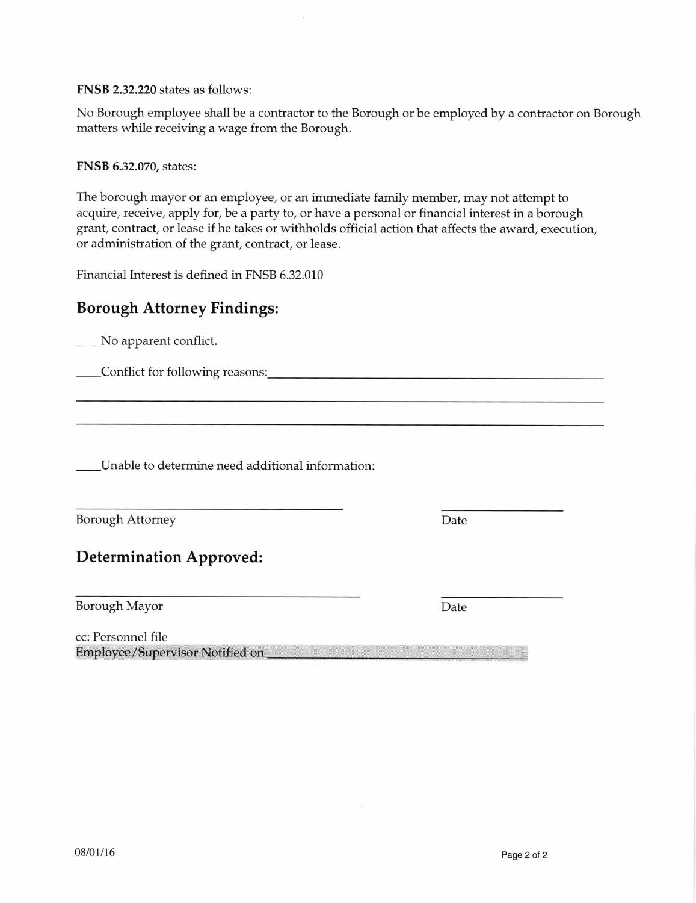**FNSB 2.32.220** states as follows:

No Borough employee shall be a contractor to the Borough or be employed by a contractor on Borough matters while receiving a wage from the Borough.

**FNSB 6.32.070,** states:

The borough mayor or an employee, or an immediate family member, may not attempt to acquire, receive, apply for, be a party to, or have a personal or financial interest in a borough grant, contract, or lease if he takes or withholds official action that affects the award, execution, or administration of the grant, contract, or lease.

Financial Interest is defined in FNSB 6.32.010

## Borough Attorney Findings:

____No apparent conflict.

____Conflict for following reasons:____________________________________________

______________________________________________________________________

______________________________________________________________________

____Unable to determine need additional information:

______________________________ ______________

Borough Attorney Date

## Determination Approved:

______________________________ ______________

Borough Mayor Date

cc: Personnel file
Employee/Supervisor Notified on ______________________________

08/01/16